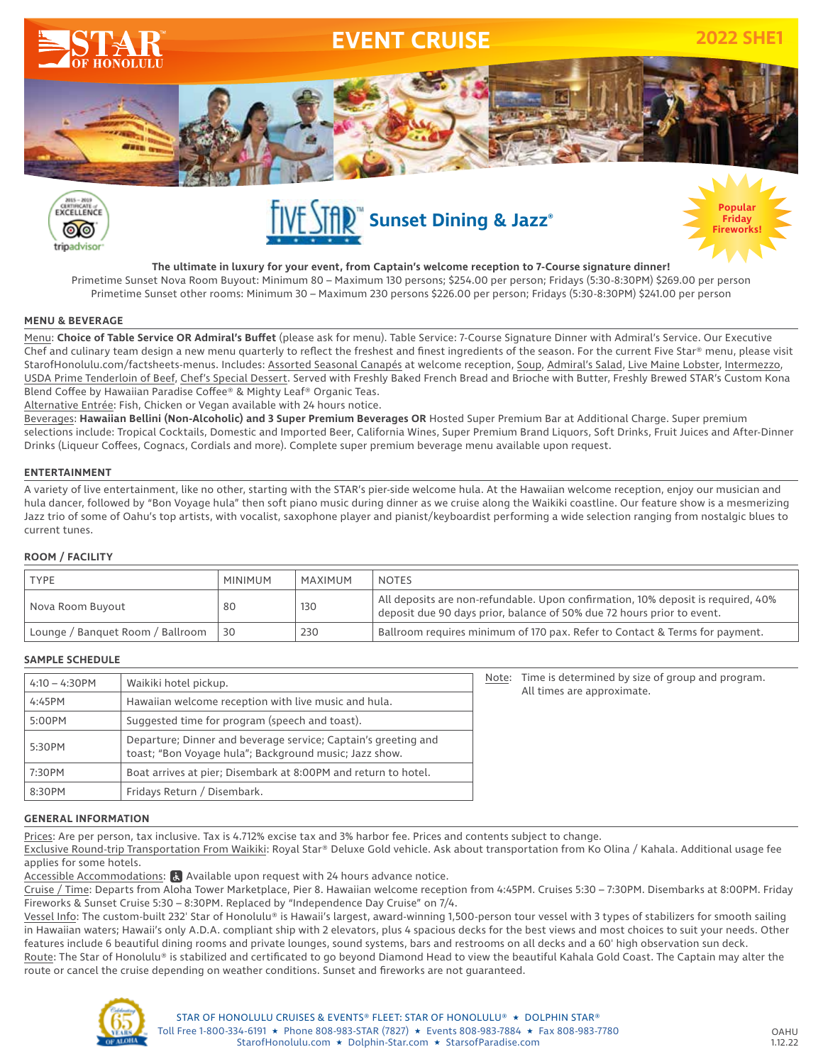# EVENT CRUISE

2022 SHE1

## FIVE STAR™ Sunset Dining & Jazz®

Popular Friday Fireworks!

**The ultimate in luxury for your event, from Captain's welcome reception to 7-Course signature dinner!**

Primetime Sunset Nova Room Buyout: Minimum 80 – Maximum 130 persons; $254.00 per person; Fridays (5:30-8:30PM) $269.00 per person

Primetime Sunset other rooms: Minimum 30 – Maximum 230 persons $226.00 per person; Fridays (5:30-8:30PM) $241.00 per person

### MENU & BEVERAGE

Menu: **Choice of Table Service OR Admiral's Buffet** (please ask for menu). Table Service: 7-Course Signature Dinner with Admiral's Service. Our Executive Chef and culinary team design a new menu quarterly to reflect the freshest and finest ingredients of the season. For the current Five Star® menu, please visit StarofHonolulu.com/factsheets-menus. Includes: Assorted Seasonal Canapés at welcome reception, Soup, Admiral's Salad, Live Maine Lobster, Intermezzo, USDA Prime Tenderloin of Beef, Chef's Special Dessert. Served with Freshly Baked French Bread and Brioche with Butter, Freshly Brewed STAR's Custom Kona Blend Coffee by Hawaiian Paradise Coffee® & Mighty Leaf® Organic Teas.

Alternative Entrée: Fish, Chicken or Vegan available with 24 hours notice.

Beverages: **Hawaiian Bellini (Non-Alcoholic) and 3 Super Premium Beverages OR** Hosted Super Premium Bar at Additional Charge. Super premium selections include: Tropical Cocktails, Domestic and Imported Beer, California Wines, Super Premium Brand Liquors, Soft Drinks, Fruit Juices and After-Dinner Drinks (Liqueur Coffees, Cognacs, Cordials and more). Complete super premium beverage menu available upon request.

### ENTERTAINMENT

A variety of live entertainment, like no other, starting with the STAR's pier-side welcome hula. At the Hawaiian welcome reception, enjoy our musician and hula dancer, followed by "Bon Voyage hula" then soft piano music during dinner as we cruise along the Waikiki coastline. Our feature show is a mesmerizing Jazz trio of some of Oahu's top artists, with vocalist, saxophone player and pianist/keyboardist performing a wide selection ranging from nostalgic blues to current tunes.

### ROOM / FACILITY

| TYPE | MINIMUM | MAXIMUM | NOTES |
|---|---|---|---|
| Nova Room Buyout | 80 | 130 | All deposits are non-refundable. Upon confirmation, 10% deposit is required, 40% deposit due 90 days prior, balance of 50% due 72 hours prior to event. |
| Lounge / Banquet Room / Ballroom | 30 | 230 | Ballroom requires minimum of 170 pax. Refer to Contact & Terms for payment. |

### SAMPLE SCHEDULE

| | |
|---|---|
| 4:10 – 4:30PM | Waikiki hotel pickup. |
| 4:45PM | Hawaiian welcome reception with live music and hula. |
| 5:00PM | Suggested time for program (speech and toast). |
| 5:30PM | Departure; Dinner and beverage service; Captain's greeting and toast; "Bon Voyage hula"; Background music; Jazz show. |
| 7:30PM | Boat arrives at pier; Disembark at 8:00PM and return to hotel. |
| 8:30PM | Fridays Return / Disembark. |

Note: Time is determined by size of group and program. All times are approximate.

### GENERAL INFORMATION

Prices: Are per person, tax inclusive. Tax is 4.712% excise tax and 3% harbor fee. Prices and contents subject to change.

Exclusive Round-trip Transportation From Waikiki: Royal Star® Deluxe Gold vehicle. Ask about transportation from Ko Olina / Kahala. Additional usage fee applies for some hotels.

Accessible Accommodations: Available upon request with 24 hours advance notice.

Cruise / Time: Departs from Aloha Tower Marketplace, Pier 8. Hawaiian welcome reception from 4:45PM. Cruises 5:30 – 7:30PM. Disembarks at 8:00PM. Friday Fireworks & Sunset Cruise 5:30 – 8:30PM. Replaced by "Independence Day Cruise" on 7/4.

Vessel Info: The custom-built 232' Star of Honolulu® is Hawaii's largest, award-winning 1,500-person tour vessel with 3 types of stabilizers for smooth sailing in Hawaiian waters; Hawaii's only A.D.A. compliant ship with 2 elevators, plus 4 spacious decks for the best views and most choices to suit your needs. Other features include 6 beautiful dining rooms and private lounges, sound systems, bars and restrooms on all decks and a 60' high observation sun deck.

Route: The Star of Honolulu® is stabilized and certificated to go beyond Diamond Head to view the beautiful Kahala Gold Coast. The Captain may alter the route or cancel the cruise depending on weather conditions. Sunset and fireworks are not guaranteed.

STAR OF HONOLULU CRUISES & EVENTS® FLEET: STAR OF HONOLULU® ★ DOLPHIN STAR®
Toll Free 1-800-334-6191 ★ Phone 808-983-STAR (7827) ★ Events 808-983-7884 ★ Fax 808-983-7780
StarofHonolulu.com ★ Dolphin-Star.com ★ StarsofParadise.com

OAHU 1.12.22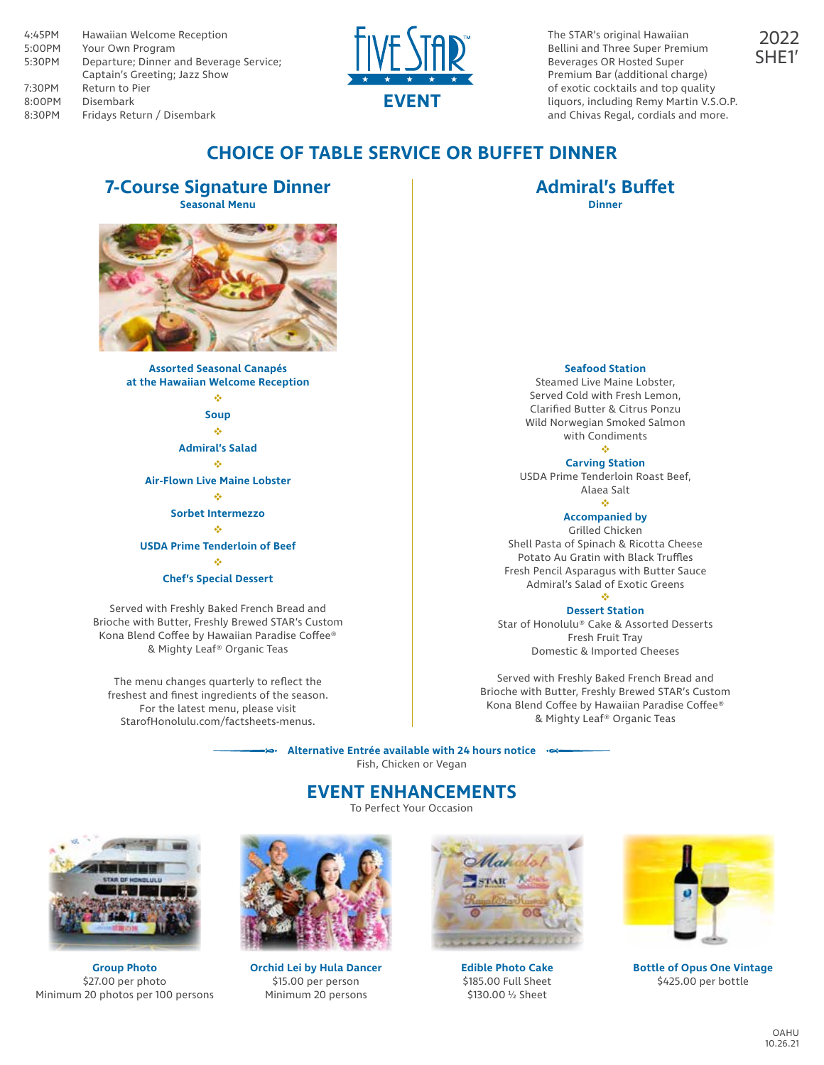4:45PM Hawaiian Welcome Reception
5:00PM Your Own Program
5:30PM Departure; Dinner and Beverage Service; Captain's Greeting; Jazz Show
7:30PM Return to Pier
8:00PM Disembark
8:30PM Fridays Return / Disembark

FIVE STAR™ EVENT

The STAR's original Hawaiian Bellini and Three Super Premium Beverages OR Hosted Super Premium Bar (additional charge) of exotic cocktails and top quality liquors, including Remy Martin V.S.O.P. and Chivas Regal, cordials and more.

2022 SHE1'

## CHOICE OF TABLE SERVICE OR BUFFET DINNER

### 7-Course Signature Dinner

**Seasonal Menu**

**Assorted Seasonal Canapés at the Hawaiian Welcome Reception**

**Soup**

**Admiral's Salad**

**Air-Flown Live Maine Lobster**

**Sorbet Intermezzo**

**USDA Prime Tenderloin of Beef**

**Chef's Special Dessert**

Served with Freshly Baked French Bread and Brioche with Butter, Freshly Brewed STAR's Custom Kona Blend Coffee by Hawaiian Paradise Coffee® & Mighty Leaf® Organic Teas

The menu changes quarterly to reflect the freshest and finest ingredients of the season. For the latest menu, please visit StarofHonolulu.com/factsheets-menus.

### Admiral's Buffet

**Dinner**

**Seafood Station**
Steamed Live Maine Lobster,
Served Cold with Fresh Lemon,
Clarified Butter & Citrus Ponzu
Wild Norwegian Smoked Salmon
with Condiments

**Carving Station**
USDA Prime Tenderloin Roast Beef,
Alaea Salt

**Accompanied by**
Grilled Chicken
Shell Pasta of Spinach & Ricotta Cheese
Potato Au Gratin with Black Truffles
Fresh Pencil Asparagus with Butter Sauce
Admiral's Salad of Exotic Greens

**Dessert Station**
Star of Honolulu® Cake & Assorted Desserts
Fresh Fruit Tray
Domestic & Imported Cheeses

Served with Freshly Baked French Bread and Brioche with Butter, Freshly Brewed STAR's Custom Kona Blend Coffee by Hawaiian Paradise Coffee® & Mighty Leaf® Organic Teas

**Alternative Entrée available with 24 hours notice**
Fish, Chicken or Vegan

## EVENT ENHANCEMENTS

To Perfect Your Occasion

**Group Photo**
$27.00 per photo
Minimum 20 photos per 100 persons

**Orchid Lei by Hula Dancer**
$15.00 per person
Minimum 20 persons

**Edible Photo Cake**
$185.00 Full Sheet
$130.00 ½ Sheet

**Bottle of Opus One Vintage**
$425.00 per bottle

OAHU
10.26.21